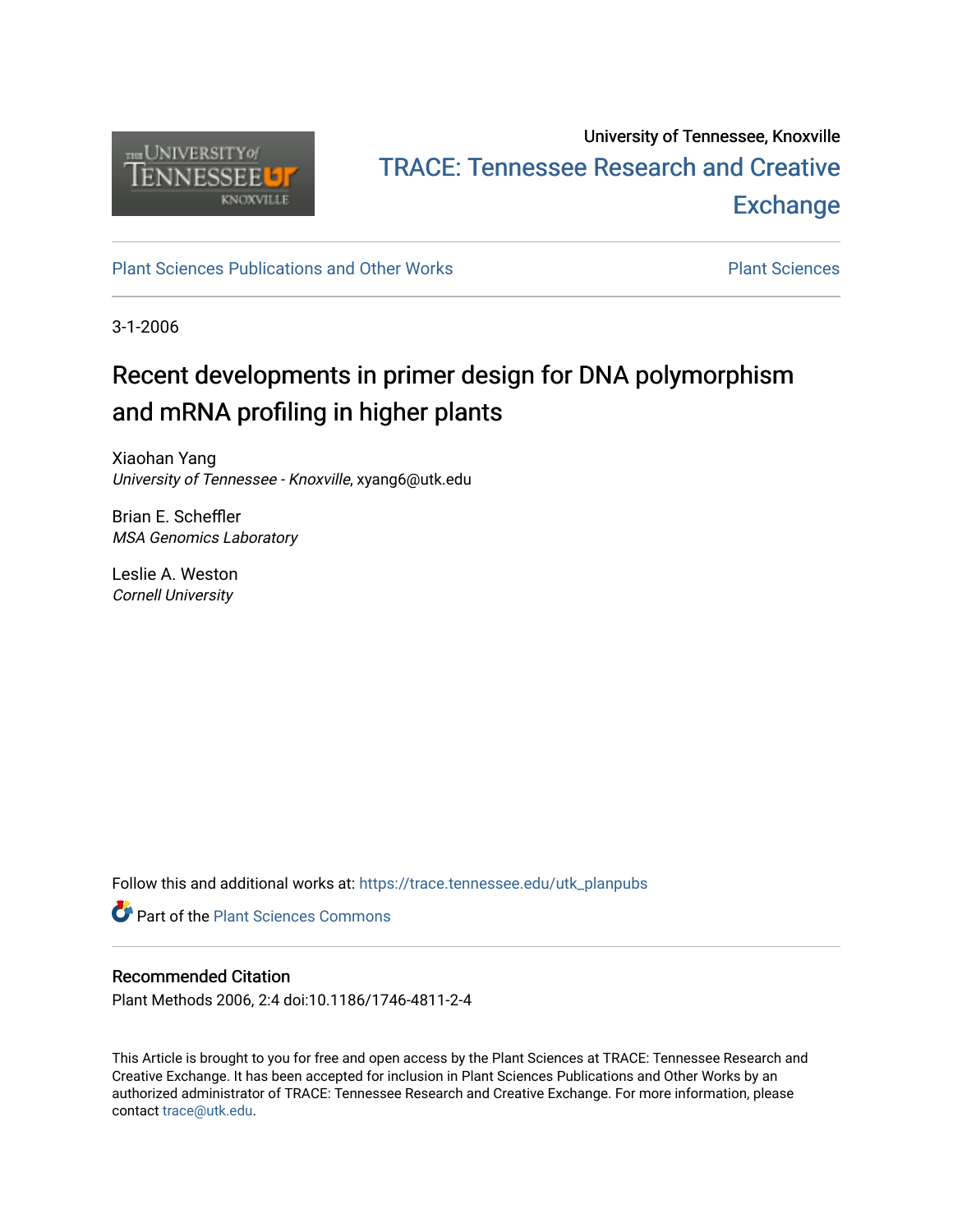University of Tennessee, Knoxville

TRACE: Tennessee Research and Creative Exchange

Plant Sciences Publications and Other Works

Plant Sciences

3-1-2006

# Recent developments in primer design for DNA polymorphism and mRNA profiling in higher plants

Xiaohan Yang
*University of Tennessee - Knoxville*, xyang6@utk.edu

Brian E. Scheffler
*MSA Genomics Laboratory*

Leslie A. Weston
*Cornell University*

Follow this and additional works at: https://trace.tennessee.edu/utk_planpubs

Part of the Plant Sciences Commons

## Recommended Citation

Plant Methods 2006, 2:4 doi:10.1186/1746-4811-2-4

This Article is brought to you for free and open access by the Plant Sciences at TRACE: Tennessee Research and Creative Exchange. It has been accepted for inclusion in Plant Sciences Publications and Other Works by an authorized administrator of TRACE: Tennessee Research and Creative Exchange. For more information, please contact trace@utk.edu.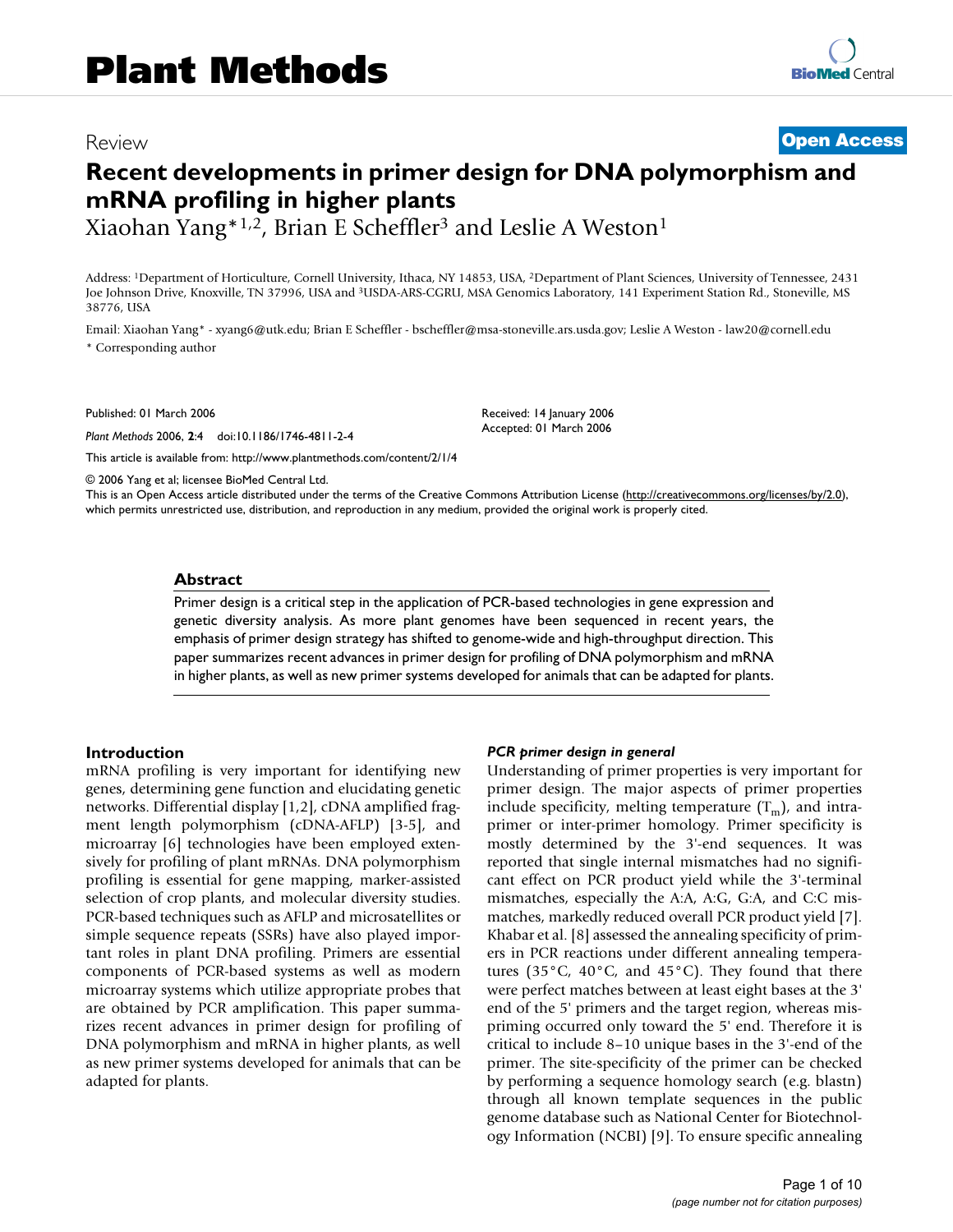# Recent developments in primer design for DNA polymorphism and mRNA profiling in higher plants

Xiaohan Yang*[1,2], Brian E Scheffler[3] and Leslie A Weston[1]

Address: [1]Department of Horticulture, Cornell University, Ithaca, NY 14853, USA, [2]Department of Plant Sciences, University of Tennessee, 2431 Joe Johnson Drive, Knoxville, TN 37996, USA and [3]USDA-ARS-CGRU, MSA Genomics Laboratory, 141 Experiment Station Rd., Stoneville, MS 38776, USA

Email: Xiaohan Yang* - xyang6@utk.edu; Brian E Scheffler - bscheffler@msa-stoneville.ars.usda.gov; Leslie A Weston - law20@cornell.edu

\* Corresponding author

Published: 01 March 2006

*Plant Methods* 2006, **2**:4 doi:10.1186/1746-4811-2-4

Received: 14 January 2006

Accepted: 01 March 2006

This article is available from: http://www.plantmethods.com/content/2/1/4

© 2006 Yang et al; licensee BioMed Central Ltd.

This is an Open Access article distributed under the terms of the Creative Commons Attribution License (http://creativecommons.org/licenses/by/2.0), which permits unrestricted use, distribution, and reproduction in any medium, provided the original work is properly cited.

## Abstract

Primer design is a critical step in the application of PCR-based technologies in gene expression and genetic diversity analysis. As more plant genomes have been sequenced in recent years, the emphasis of primer design strategy has shifted to genome-wide and high-throughput direction. This paper summarizes recent advances in primer design for profiling of DNA polymorphism and mRNA in higher plants, as well as new primer systems developed for animals that can be adapted for plants.

## Introduction

mRNA profiling is very important for identifying new genes, determining gene function and elucidating genetic networks. Differential display [1,2], cDNA amplified fragment length polymorphism (cDNA-AFLP) [3-5], and microarray [6] technologies have been employed extensively for profiling of plant mRNAs. DNA polymorphism profiling is essential for gene mapping, marker-assisted selection of crop plants, and molecular diversity studies. PCR-based techniques such as AFLP and microsatellites or simple sequence repeats (SSRs) have also played important roles in plant DNA profiling. Primers are essential components of PCR-based systems as well as modern microarray systems which utilize appropriate probes that are obtained by PCR amplification. This paper summarizes recent advances in primer design for profiling of DNA polymorphism and mRNA in higher plants, as well as new primer systems developed for animals that can be adapted for plants.

### *PCR primer design in general*

Understanding of primer properties is very important for primer design. The major aspects of primer properties include specificity, melting temperature ($T_m$), and intra-primer or inter-primer homology. Primer specificity is mostly determined by the 3'-end sequences. It was reported that single internal mismatches had no significant effect on PCR product yield while the 3'-terminal mismatches, especially the A:A, A:G, G:A, and C:C mismatches, markedly reduced overall PCR product yield [7]. Khabar et al. [8] assessed the annealing specificity of primers in PCR reactions under different annealing temperatures (35°C, 40°C, and 45°C). They found that there were perfect matches between at least eight bases at the 3' end of the 5' primers and the target region, whereas mispriming occurred only toward the 5' end. Therefore it is critical to include 8–10 unique bases in the 3'-end of the primer. The site-specificity of the primer can be checked by performing a sequence homology search (e.g. blastn) through all known template sequences in the public genome database such as National Center for Biotechnology Information (NCBI) [9]. To ensure specific annealing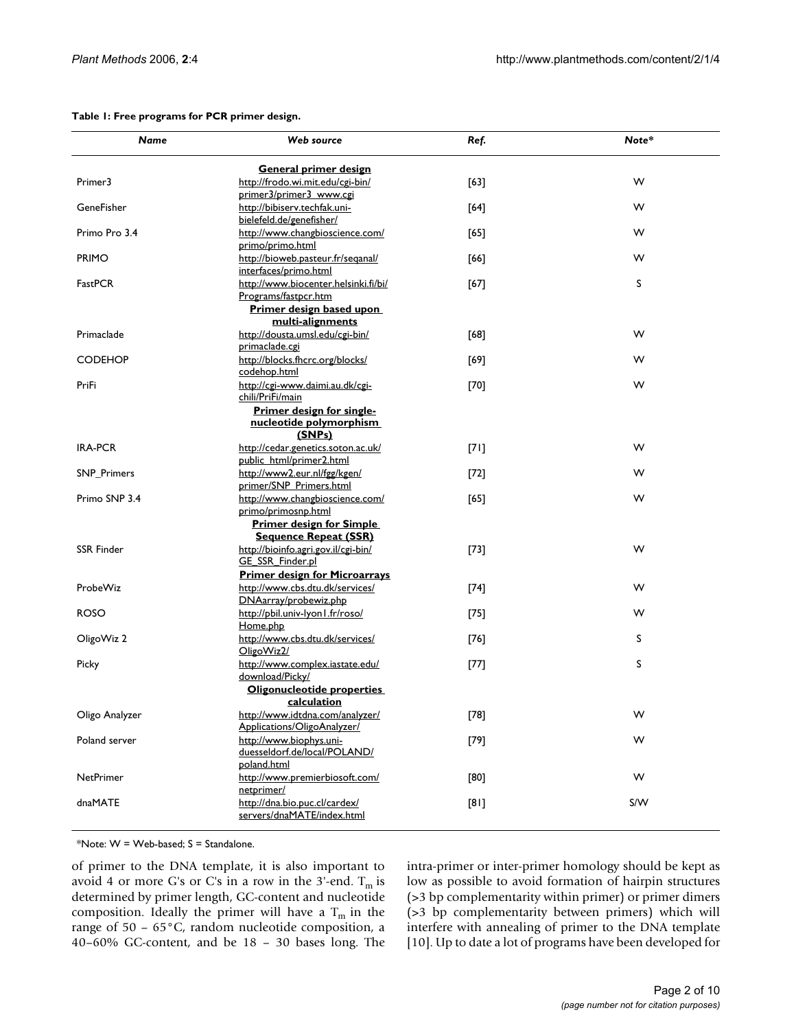**Table 1: Free programs for PCR primer design.**

| *Name* | *Web source* | *Ref.* | *Note** |
| --- | --- | --- | --- |
| | **General primer design** | | |
| Primer3 | http://frodo.wi.mit.edu/cgi-bin/primer3/primer3_www.cgi | [63] | W |
| GeneFisher | http://bibiserv.techfak.uni-bielefeld.de/genefisher/ | [64] | W |
| Primo Pro 3.4 | http://www.changbioscience.com/primo/primo.html | [65] | W |
| PRIMO | http://bioweb.pasteur.fr/seqanal/interfaces/primo.html | [66] | W |
| FastPCR | http://www.biocenter.helsinki.fi/bi/Programs/fastpcr.htm | [67] | S |
| | **Primer design based upon multi-alignments** | | |
| Primaclade | http://dousta.umsl.edu/cgi-bin/primaclade.cgi | [68] | W |
| CODEHOP | http://blocks.fhcrc.org/blocks/codehop.html | [69] | W |
| PriFi | http://cgi-www.daimi.au.dk/cgi-chili/PriFi/main | [70] | W |
| | **Primer design for single-nucleotide polymorphism (SNPs)** | | |
| IRA-PCR | http://cedar.genetics.soton.ac.uk/public_html/primer2.html | [71] | W |
| SNP_Primers | http://www2.eur.nl/fgg/kgen/primer/SNP_Primers.html | [72] | W |
| Primo SNP 3.4 | http://www.changbioscience.com/primo/primosnp.html | [65] | W |
| | **Primer design for Simple Sequence Repeat (SSR)** | | |
| SSR Finder | http://bioinfo.agri.gov.il/cgi-bin/GE_SSR_Finder.pl | [73] | W |
| | **Primer design for Microarrays** | | |
| ProbeWiz | http://www.cbs.dtu.dk/services/DNAarray/probewiz.php | [74] | W |
| ROSO | http://pbil.univ-lyon1.fr/roso/Home.php | [75] | W |
| OligoWiz 2 | http://www.cbs.dtu.dk/services/OligoWiz2/ | [76] | S |
| Picky | http://www.complex.iastate.edu/download/Picky/ | [77] | S |
| | **Oligonucleotide properties calculation** | | |
| Oligo Analyzer | http://www.idtdna.com/analyzer/Applications/OligoAnalyzer/ | [78] | W |
| Poland server | http://www.biophys.uni-duesseldorf.de/local/POLAND/poland.html | [79] | W |
| NetPrimer | http://www.premierbiosoft.com/netprimer/ | [80] | W |
| dnaMATE | http://dna.bio.puc.cl/cardex/servers/dnaMATE/index.html | [81] | S/W |

*Note: W = Web-based; S = Standalone.

of primer to the DNA template, it is also important to avoid 4 or more G's or C's in a row in the 3'-end. $T_m$ is determined by primer length, GC-content and nucleotide composition. Ideally the primer will have a $T_m$ in the range of 50 – 65°C, random nucleotide composition, a 40–60% GC-content, and be 18 – 30 bases long. The intra-primer or inter-primer homology should be kept as low as possible to avoid formation of hairpin structures (>3 bp complementarity within primer) or primer dimers (>3 bp complementarity between primers) which will interfere with annealing of primer to the DNA template [10]. Up to date a lot of programs have been developed for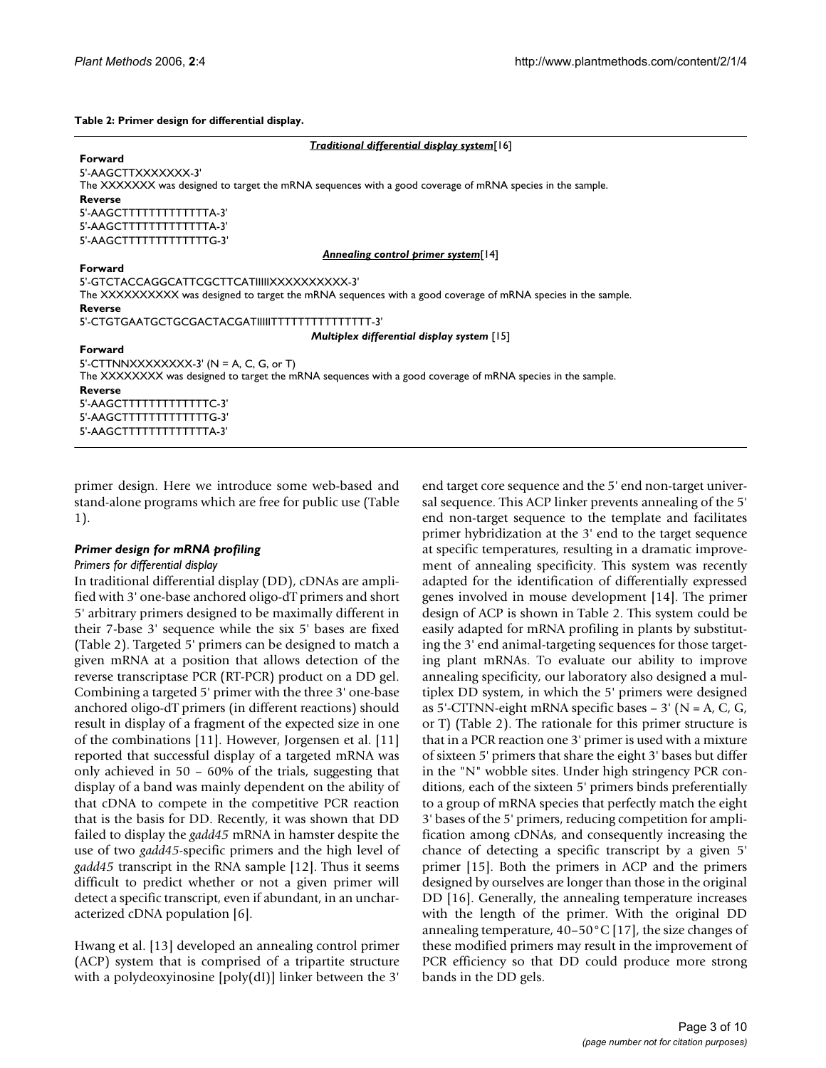**Table 2: Primer design for differential display.**

| |
|---|
| ***Traditional differential display system*** [16] |
| **Forward** |
| 5'-AAGCTTXXXXXXX-3' |
| The XXXXXXX was designed to target the mRNA sequences with a good coverage of mRNA species in the sample. |
| **Reverse** |
| 5'-AAGCTTTTTTTTTTTTTA-3' |
| 5'-AAGCTTTTTTTTTTTTTA-3' |
| 5'-AAGCTTTTTTTTTTTTTG-3' |
| ***Annealing control primer system*** [14] |
| **Forward** |
| 5'-GTCTACCAGGCATTCGCTTCATIIIIIXXXXXXXXXX-3' |
| The XXXXXXXXXX was designed to target the mRNA sequences with a good coverage of mRNA species in the sample. |
| **Reverse** |
| 5'-CTGTGAATGCTGCGACTACGATIIIIITTTTTTTTTTTTTTTT-3' |
| ***Multiplex differential display system*** [15] |
| **Forward** |
| 5'-CTTNNXXXXXXXX-3' (N = A, C, G, or T) |
| The XXXXXXXX was designed to target the mRNA sequences with a good coverage of mRNA species in the sample. |
| **Reverse** |
| 5'-AAGCTTTTTTTTTTTTTC-3' |
| 5'-AAGCTTTTTTTTTTTTTG-3' |
| 5'-AAGCTTTTTTTTTTTTTA-3' |

primer design. Here we introduce some web-based and stand-alone programs which are free for public use (Table 1).

### *Primer design for mRNA profiling*

#### *Primers for differential display*

In traditional differential display (DD), cDNAs are amplified with 3' one-base anchored oligo-dT primers and short 5' arbitrary primers designed to be maximally different in their 7-base 3' sequence while the six 5' bases are fixed (Table 2). Targeted 5' primers can be designed to match a given mRNA at a position that allows detection of the reverse transcriptase PCR (RT-PCR) product on a DD gel. Combining a targeted 5' primer with the three 3' one-base anchored oligo-dT primers (in different reactions) should result in display of a fragment of the expected size in one of the combinations [11]. However, Jorgensen et al. [11] reported that successful display of a targeted mRNA was only achieved in 50 – 60% of the trials, suggesting that display of a band was mainly dependent on the ability of that cDNA to compete in the competitive PCR reaction that is the basis for DD. Recently, it was shown that DD failed to display the *gadd45* mRNA in hamster despite the use of two *gadd45*-specific primers and the high level of *gadd45* transcript in the RNA sample [12]. Thus it seems difficult to predict whether or not a given primer will detect a specific transcript, even if abundant, in an uncharacterized cDNA population [6].

Hwang et al. [13] developed an annealing control primer (ACP) system that is comprised of a tripartite structure with a polydeoxyinosine [poly(dI)] linker between the 3' end target core sequence and the 5' end non-target universal sequence. This ACP linker prevents annealing of the 5' end non-target sequence to the template and facilitates primer hybridization at the 3' end to the target sequence at specific temperatures, resulting in a dramatic improvement of annealing specificity. This system was recently adapted for the identification of differentially expressed genes involved in mouse development [14]. The primer design of ACP is shown in Table 2. This system could be easily adapted for mRNA profiling in plants by substituting the 3' end animal-targeting sequences for those targeting plant mRNAs. To evaluate our ability to improve annealing specificity, our laboratory also designed a multiplex DD system, in which the 5' primers were designed as 5'-CTTNN-eight mRNA specific bases – 3' (N = A, C, G, or T) (Table 2). The rationale for this primer structure is that in a PCR reaction one 3' primer is used with a mixture of sixteen 5' primers that share the eight 3' bases but differ in the "N" wobble sites. Under high stringency PCR conditions, each of the sixteen 5' primers binds preferentially to a group of mRNA species that perfectly match the eight 3' bases of the 5' primers, reducing competition for amplification among cDNAs, and consequently increasing the chance of detecting a specific transcript by a given 5' primer [15]. Both the primers in ACP and the primers designed by ourselves are longer than those in the original DD [16]. Generally, the annealing temperature increases with the length of the primer. With the original DD annealing temperature, 40–50°C [17], the size changes of these modified primers may result in the improvement of PCR efficiency so that DD could produce more strong bands in the DD gels.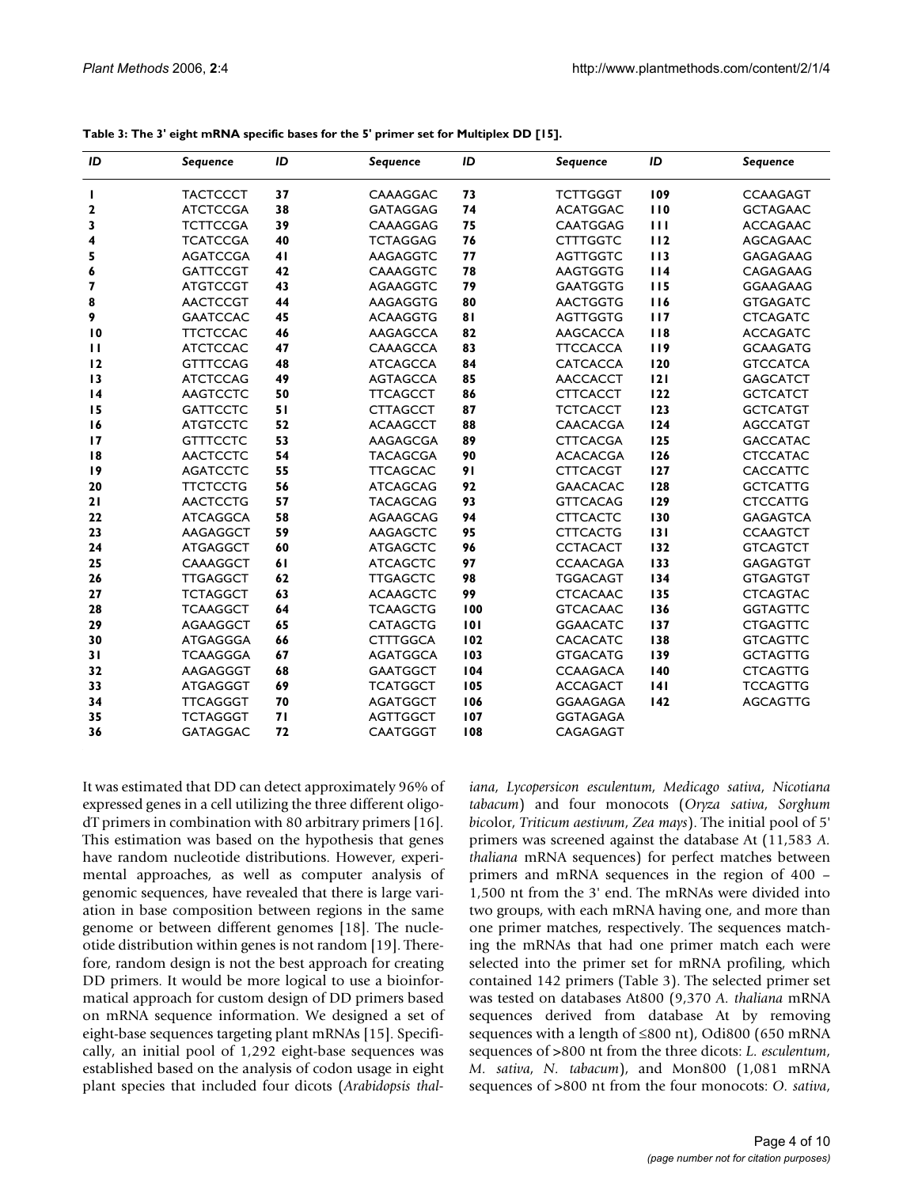**Table 3: The 3' eight mRNA specific bases for the 5' primer set for Multiplex DD [15].**

| ID | Sequence | ID | Sequence | ID | Sequence | ID | Sequence |
|---|---|---|---|---|---|---|---|
| 1 | TACTCCCT | 37 | CAAAGGAC | 73 | TCTTGGGT | 109 | CCAAGAGT |
| 2 | ATCTCCGA | 38 | GATAGGAG | 74 | ACATGGAC | 110 | GCTAGAAC |
| 3 | TCTTCCGA | 39 | CAAAGGAG | 75 | CAATGGAG | 111 | ACCAGAAC |
| 4 | TCATCCGA | 40 | TCTAGGAG | 76 | CTTTGGTC | 112 | AGCAGAAC |
| 5 | AGATCCGA | 41 | AAGAGGTC | 77 | AGTTGGTC | 113 | GAGAGAAG |
| 6 | GATTCCGT | 42 | CAAAGGTC | 78 | AAGTGGTG | 114 | CAGAGAAG |
| 7 | ATGTCCGT | 43 | AGAAGGTC | 79 | GAATGGTG | 115 | GGAAGAAG |
| 8 | AACTCCGT | 44 | AAGAGGTG | 80 | AACTGGTG | 116 | GTGAGATC |
| 9 | GAATCCAC | 45 | ACAAGGTG | 81 | AGTTGGTG | 117 | CTCAGATC |
| 10 | TTCTCCAC | 46 | AAGAGCCA | 82 | AAGCACCA | 118 | ACCAGATC |
| 11 | ATCTCCAC | 47 | CAAAGCCA | 83 | TTCCACCA | 119 | GCAAGATG |
| 12 | GTTTCCAG | 48 | ATCAGCCA | 84 | CATCACCA | 120 | GTCCATCA |
| 13 | ATCTCCAG | 49 | AGTAGCCA | 85 | AACCACCT | 121 | GAGCATCT |
| 14 | AAGTCCTC | 50 | TTCAGCCT | 86 | CTTCACCT | 122 | GCTCATCT |
| 15 | GATTCCTC | 51 | CTTAGCCT | 87 | TCTCACCT | 123 | GCTCATGT |
| 16 | ATGTCCTC | 52 | ACAAGCCT | 88 | CAACACGA | 124 | AGCCATGT |
| 17 | GTTTCCTC | 53 | AAGAGCGA | 89 | CTTCACGA | 125 | GACCATAC |
| 18 | AACTCCTC | 54 | TACAGCGA | 90 | ACACACGA | 126 | CTCCATAC |
| 19 | AGATCCTC | 55 | TTCAGCAC | 91 | CTTCACGT | 127 | CACCATTC |
| 20 | TTCTCCTG | 56 | ATCAGCAG | 92 | GAACACAC | 128 | GCTCATTG |
| 21 | AACTCCTG | 57 | TACAGCAG | 93 | GTTCACAG | 129 | CTCCATTG |
| 22 | ATCAGGCA | 58 | AGAAGCAG | 94 | CTTCACTC | 130 | GAGAGTCA |
| 23 | AAGAGGCT | 59 | AAGAGCTC | 95 | CTTCACTG | 131 | CCAAGTCT |
| 24 | ATGAGGCT | 60 | ATGAGCTC | 96 | CCTACACT | 132 | GTCAGTCT |
| 25 | CAAAGGCT | 61 | ATCAGCTC | 97 | CCAACAGA | 133 | GAGAGTGT |
| 26 | TTGAGGCT | 62 | TTGAGCTC | 98 | TGGACAGT | 134 | GTGAGTGT |
| 27 | TCTAGGCT | 63 | ACAAGCTC | 99 | CTCACAAC | 135 | CTCAGTAC |
| 28 | TCAAGGCT | 64 | TCAAGCTG | 100 | GTCACAAC | 136 | GGTAGTTC |
| 29 | AGAAGGCT | 65 | CATAGCTG | 101 | GGAACATC | 137 | CTGAGTTC |
| 30 | ATGAGGGA | 66 | CTTTGGCA | 102 | CACACATC | 138 | GTCAGTTC |
| 31 | TCAAGGGA | 67 | AGATGGCA | 103 | GTGACATG | 139 | GCTAGTTG |
| 32 | AAGAGGGT | 68 | GAATGGCT | 104 | CCAAGACA | 140 | CTCAGTTG |
| 33 | ATGAGGGT | 69 | TCATGGCT | 105 | ACCAGACT | 141 | TCCAGTTG |
| 34 | TTCAGGGT | 70 | AGATGGCT | 106 | GGAAGAGA | 142 | AGCAGTTG |
| 35 | TCTAGGGT | 71 | AGTTGGCT | 107 | GGTAGAGA | | |
| 36 | GATAGGAC | 72 | CAATGGGT | 108 | CAGAGAGT | | |

It was estimated that DD can detect approximately 96% of expressed genes in a cell utilizing the three different oligo-dT primers in combination with 80 arbitrary primers [16]. This estimation was based on the hypothesis that genes have random nucleotide distributions. However, experimental approaches, as well as computer analysis of genomic sequences, have revealed that there is large variation in base composition between regions in the same genome or between different genomes [18]. The nucleotide distribution within genes is not random [19]. Therefore, random design is not the best approach for creating DD primers. It would be more logical to use a bioinformatical approach for custom design of DD primers based on mRNA sequence information. We designed a set of eight-base sequences targeting plant mRNAs [15]. Specifically, an initial pool of 1,292 eight-base sequences was established based on the analysis of codon usage in eight plant species that included four dicots (*Arabidopsis thaliana*, *Lycopersicon esculentum*, *Medicago sativa*, *Nicotiana tabacum*) and four monocots (*Oryza sativa*, *Sorghum bicolor*, *Triticum aestivum*, *Zea mays*). The initial pool of 5' primers was screened against the database At (11,583 *A. thaliana* mRNA sequences) for perfect matches between primers and mRNA sequences in the region of 400 – 1,500 nt from the 3' end. The mRNAs were divided into two groups, with each mRNA having one, and more than one primer matches, respectively. The sequences matching the mRNAs that had one primer match each were selected into the primer set for mRNA profiling, which contained 142 primers (Table 3). The selected primer set was tested on databases At800 (9,370 *A. thaliana* mRNA sequences derived from database At by removing sequences with a length of ≤800 nt), Odi800 (650 mRNA sequences of >800 nt from the three dicots: *L. esculentum*, *M. sativa*, *N. tabacum*), and Mon800 (1,081 mRNA sequences of >800 nt from the four monocots: *O. sativa*,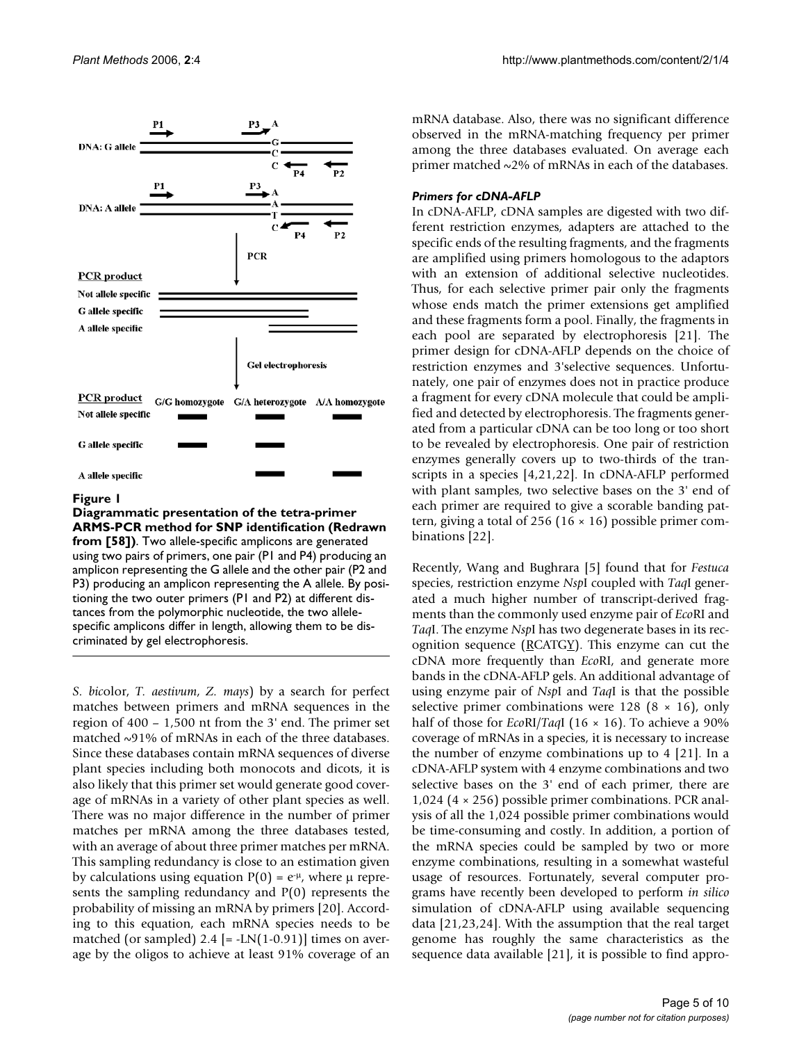**Figure 1**

**Diagrammatic presentation of the tetra-primer ARMS-PCR method for SNP identification (Redrawn from [58])**. Two allele-specific amplicons are generated using two pairs of primers, one pair (P1 and P4) producing an amplicon representing the G allele and the other pair (P2 and P3) producing an amplicon representing the A allele. By positioning the two outer primers (P1 and P2) at different distances from the polymorphic nucleotide, the two allele-specific amplicons differ in length, allowing them to be discriminated by gel electrophoresis.

*S. bicolor*, *T. aestivum*, *Z. mays*) by a search for perfect matches between primers and mRNA sequences in the region of 400 – 1,500 nt from the 3' end. The primer set matched ~91% of mRNAs in each of the three databases. Since these databases contain mRNA sequences of diverse plant species including both monocots and dicots, it is also likely that this primer set would generate good coverage of mRNAs in a variety of other plant species as well. There was no major difference in the number of primer matches per mRNA among the three databases tested, with an average of about three primer matches per mRNA. This sampling redundancy is close to an estimation given by calculations using equation $P(0) = e^{-\mu}$, where $\mu$ represents the sampling redundancy and P(0) represents the probability of missing an mRNA by primers [20]. According to this equation, each mRNA species needs to be matched (or sampled) 2.4 [= -LN(1-0.91)] times on average by the oligos to achieve at least 91% coverage of an mRNA database. Also, there was no significant difference observed in the mRNA-matching frequency per primer among the three databases evaluated. On average each primer matched ~2% of mRNAs in each of the databases.

### *Primers for cDNA-AFLP*

In cDNA-AFLP, cDNA samples are digested with two different restriction enzymes, adapters are attached to the specific ends of the resulting fragments, and the fragments are amplified using primers homologous to the adaptors with an extension of additional selective nucleotides. Thus, for each selective primer pair only the fragments whose ends match the primer extensions get amplified and these fragments form a pool. Finally, the fragments in each pool are separated by electrophoresis [21]. The primer design for cDNA-AFLP depends on the choice of restriction enzymes and 3'selective sequences. Unfortunately, one pair of enzymes does not in practice produce a fragment for every cDNA molecule that could be amplified and detected by electrophoresis. The fragments generated from a particular cDNA can be too long or too short to be revealed by electrophoresis. One pair of restriction enzymes generally covers up to two-thirds of the transcripts in a species [4,21,22]. In cDNA-AFLP performed with plant samples, two selective bases on the 3' end of each primer are required to give a scorable banding pattern, giving a total of 256 (16 × 16) possible primer combinations [22].

Recently, Wang and Bughrara [5] found that for *Festuca* species, restriction enzyme *Nsp*I coupled with *Taq*I generated a much higher number of transcript-derived fragments than the commonly used enzyme pair of *Eco*RI and *Taq*I. The enzyme *Nsp*I has two degenerate bases in its recognition sequence (RCATGY). This enzyme can cut the cDNA more frequently than *Eco*RI, and generate more bands in the cDNA-AFLP gels. An additional advantage of using enzyme pair of *Nsp*I and *Taq*I is that the possible selective primer combinations were 128 (8 × 16), only half of those for *Eco*RI/*Taq*I (16 × 16). To achieve a 90% coverage of mRNAs in a species, it is necessary to increase the number of enzyme combinations up to 4 [21]. In a cDNA-AFLP system with 4 enzyme combinations and two selective bases on the 3' end of each primer, there are 1,024 (4 × 256) possible primer combinations. PCR analysis of all the 1,024 possible primer combinations would be time-consuming and costly. In addition, a portion of the mRNA species could be sampled by two or more enzyme combinations, resulting in a somewhat wasteful usage of resources. Fortunately, several computer programs have recently been developed to perform *in silico* simulation of cDNA-AFLP using available sequencing data [21,23,24]. With the assumption that the real target genome has roughly the same characteristics as the sequence data available [21], it is possible to find appro-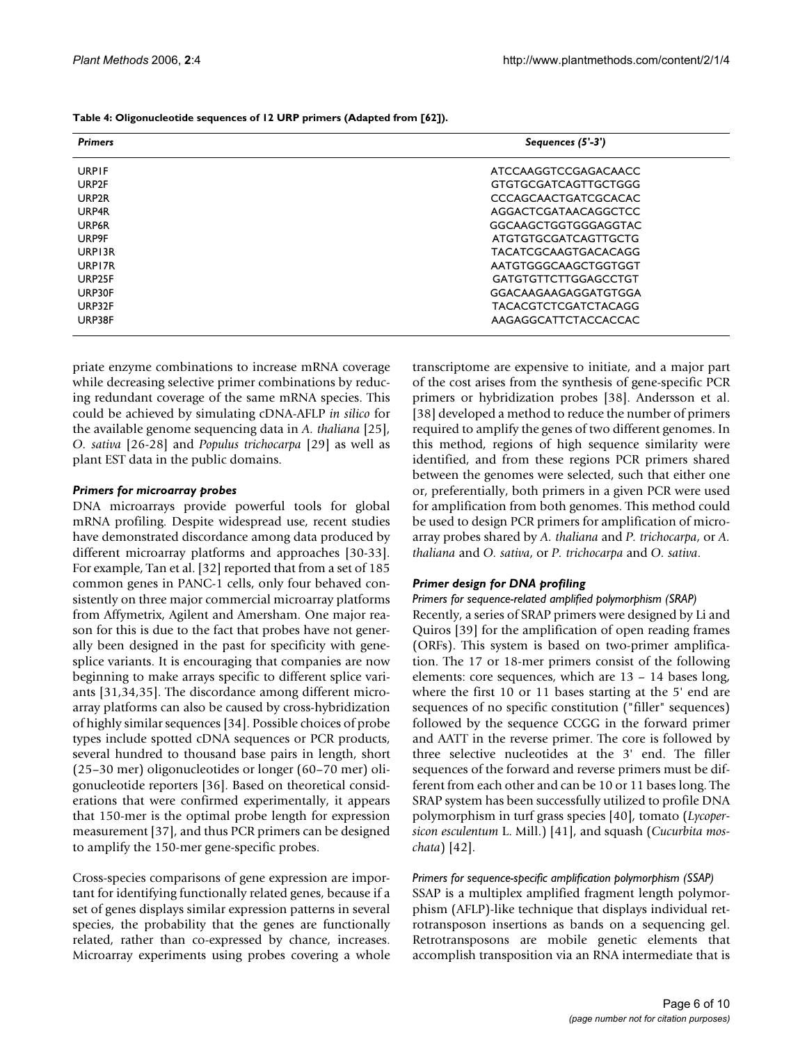**Table 4: Oligonucleotide sequences of 12 URP primers (Adapted from [62]).**

| *Primers* | *Sequences (5'-3')* |
| --- | --- |
| URP1F | ATCCAAGGTCCGAGACAACC |
| URP2F | GTGTGCGATCAGTTGCTGGG |
| URP2R | CCCAGCAACTGATCGCACAC |
| URP4R | AGGACTCGATAACAGGCTCC |
| URP6R | GGCAAGCTGGTGGGAGGTAC |
| URP9F | ATGTGTGCGATCAGTTGCTG |
| URP13R | TACATCGCAAGTGACACAGG |
| URP17R | AATGTGGGCAAGCTGGTGGT |
| URP25F | GATGTGTTCTTGGAGCCTGT |
| URP30F | GGACAAGAAGAGGATGTGGA |
| URP32F | TACACGTCTCGATCTACAGG |
| URP38F | AAGAGGCATTCTACCACCAC |

priate enzyme combinations to increase mRNA coverage while decreasing selective primer combinations by reducing redundant coverage of the same mRNA species. This could be achieved by simulating cDNA-AFLP *in silico* for the available genome sequencing data in *A. thaliana* [25], *O. sativa* [26-28] and *Populus trichocarpa* [29] as well as plant EST data in the public domains.

### *Primers for microarray probes*

DNA microarrays provide powerful tools for global mRNA profiling. Despite widespread use, recent studies have demonstrated discordance among data produced by different microarray platforms and approaches [30-33]. For example, Tan et al. [32] reported that from a set of 185 common genes in PANC-1 cells, only four behaved consistently on three major commercial microarray platforms from Affymetrix, Agilent and Amersham. One major reason for this is due to the fact that probes have not generally been designed in the past for specificity with gene-splice variants. It is encouraging that companies are now beginning to make arrays specific to different splice variants [31,34,35]. The discordance among different microarray platforms can also be caused by cross-hybridization of highly similar sequences [34]. Possible choices of probe types include spotted cDNA sequences or PCR products, several hundred to thousand base pairs in length, short (25–30 mer) oligonucleotides or longer (60–70 mer) oligonucleotide reporters [36]. Based on theoretical considerations that were confirmed experimentally, it appears that 150-mer is the optimal probe length for expression measurement [37], and thus PCR primers can be designed to amplify the 150-mer gene-specific probes.

Cross-species comparisons of gene expression are important for identifying functionally related genes, because if a set of genes displays similar expression patterns in several species, the probability that the genes are functionally related, rather than co-expressed by chance, increases. Microarray experiments using probes covering a whole transcriptome are expensive to initiate, and a major part of the cost arises from the synthesis of gene-specific PCR primers or hybridization probes [38]. Andersson et al. [38] developed a method to reduce the number of primers required to amplify the genes of two different genomes. In this method, regions of high sequence similarity were identified, and from these regions PCR primers shared between the genomes were selected, such that either one or, preferentially, both primers in a given PCR were used for amplification from both genomes. This method could be used to design PCR primers for amplification of microarray probes shared by *A. thaliana* and *P. trichocarpa*, or *A. thaliana* and *O. sativa*, or *P. trichocarpa* and *O. sativa*.

### *Primer design for DNA profiling*

#### *Primers for sequence-related amplified polymorphism (SRAP)*

Recently, a series of SRAP primers were designed by Li and Quiros [39] for the amplification of open reading frames (ORFs). This system is based on two-primer amplification. The 17 or 18-mer primers consist of the following elements: core sequences, which are 13 – 14 bases long, where the first 10 or 11 bases starting at the 5' end are sequences of no specific constitution ("filler" sequences) followed by the sequence CCGG in the forward primer and AATT in the reverse primer. The core is followed by three selective nucleotides at the 3' end. The filler sequences of the forward and reverse primers must be different from each other and can be 10 or 11 bases long. The SRAP system has been successfully utilized to profile DNA polymorphism in turf grass species [40], tomato (*Lycopersicon esculentum* L. Mill.) [41], and squash (*Cucurbita moschata*) [42].

#### *Primers for sequence-specific amplification polymorphism (SSAP)*

SSAP is a multiplex amplified fragment length polymorphism (AFLP)-like technique that displays individual retrotransposon insertions as bands on a sequencing gel. Retrotransposons are mobile genetic elements that accomplish transposition via an RNA intermediate that is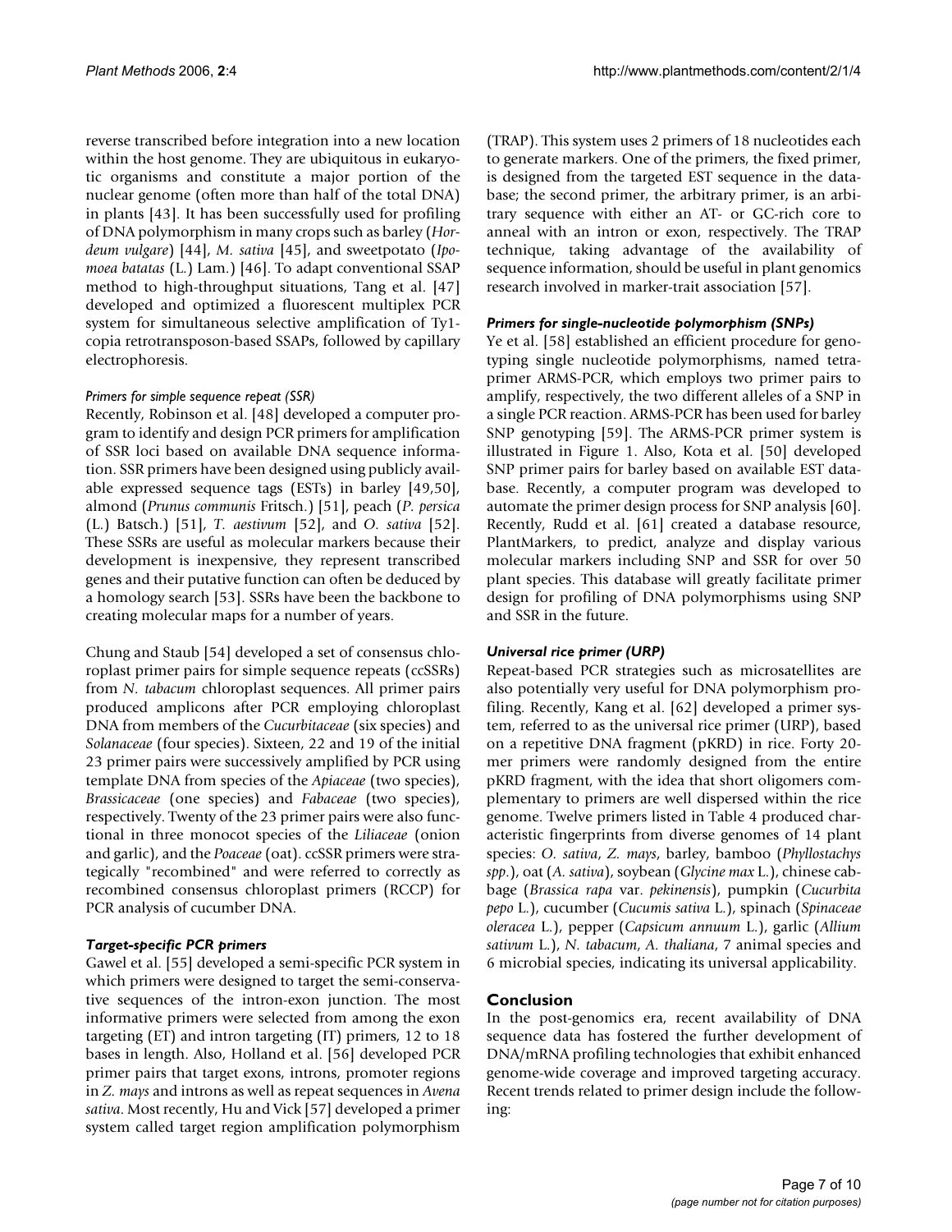reverse transcribed before integration into a new location within the host genome. They are ubiquitous in eukaryotic organisms and constitute a major portion of the nuclear genome (often more than half of the total DNA) in plants [43]. It has been successfully used for profiling of DNA polymorphism in many crops such as barley (*Hordeum vulgare*) [44], *M. sativa* [45], and sweetpotato (*Ipomoea batatas* (L.) Lam.) [46]. To adapt conventional SSAP method to high-throughput situations, Tang et al. [47] developed and optimized a fluorescent multiplex PCR system for simultaneous selective amplification of Ty1-copia retrotransposon-based SSAPs, followed by capillary electrophoresis.

#### Primers for simple sequence repeat (SSR)

Recently, Robinson et al. [48] developed a computer program to identify and design PCR primers for amplification of SSR loci based on available DNA sequence information. SSR primers have been designed using publicly available expressed sequence tags (ESTs) in barley [49,50], almond (*Prunus communis* Fritsch.) [51], peach (*P. persica* (L.) Batsch.) [51], *T. aestivum* [52], and *O. sativa* [52]. These SSRs are useful as molecular markers because their development is inexpensive, they represent transcribed genes and their putative function can often be deduced by a homology search [53]. SSRs have been the backbone to creating molecular maps for a number of years.

Chung and Staub [54] developed a set of consensus chloroplast primer pairs for simple sequence repeats (ccSSRs) from *N. tabacum* chloroplast sequences. All primer pairs produced amplicons after PCR employing chloroplast DNA from members of the *Cucurbitaceae* (six species) and *Solanaceae* (four species). Sixteen, 22 and 19 of the initial 23 primer pairs were successively amplified by PCR using template DNA from species of the *Apiaceae* (two species), *Brassicaceae* (one species) and *Fabaceae* (two species), respectively. Twenty of the 23 primer pairs were also functional in three monocot species of the *Liliaceae* (onion and garlic), and the *Poaceae* (oat). ccSSR primers were strategically "recombined" and were referred to correctly as recombined consensus chloroplast primers (RCCP) for PCR analysis of cucumber DNA.

#### Target-specific PCR primers

Gawel et al. [55] developed a semi-specific PCR system in which primers were designed to target the semi-conservative sequences of the intron-exon junction. The most informative primers were selected from among the exon targeting (ET) and intron targeting (IT) primers, 12 to 18 bases in length. Also, Holland et al. [56] developed PCR primer pairs that target exons, introns, promoter regions in *Z. mays* and introns as well as repeat sequences in *Avena sativa*. Most recently, Hu and Vick [57] developed a primer system called target region amplification polymorphism (TRAP). This system uses 2 primers of 18 nucleotides each to generate markers. One of the primers, the fixed primer, is designed from the targeted EST sequence in the database; the second primer, the arbitrary primer, is an arbitrary sequence with either an AT- or GC-rich core to anneal with an intron or exon, respectively. The TRAP technique, taking advantage of the availability of sequence information, should be useful in plant genomics research involved in marker-trait association [57].

#### Primers for single-nucleotide polymorphism (SNPs)

Ye et al. [58] established an efficient procedure for genotyping single nucleotide polymorphisms, named tetra-primer ARMS-PCR, which employs two primer pairs to amplify, respectively, the two different alleles of a SNP in a single PCR reaction. ARMS-PCR has been used for barley SNP genotyping [59]. The ARMS-PCR primer system is illustrated in Figure 1. Also, Kota et al. [50] developed SNP primer pairs for barley based on available EST database. Recently, a computer program was developed to automate the primer design process for SNP analysis [60]. Recently, Rudd et al. [61] created a database resource, PlantMarkers, to predict, analyze and display various molecular markers including SNP and SSR for over 50 plant species. This database will greatly facilitate primer design for profiling of DNA polymorphisms using SNP and SSR in the future.

#### Universal rice primer (URP)

Repeat-based PCR strategies such as microsatellites are also potentially very useful for DNA polymorphism profiling. Recently, Kang et al. [62] developed a primer system, referred to as the universal rice primer (URP), based on a repetitive DNA fragment (pKRD) in rice. Forty 20-mer primers were randomly designed from the entire pKRD fragment, with the idea that short oligomers complementary to primers are well dispersed within the rice genome. Twelve primers listed in Table 4 produced characteristic fingerprints from diverse genomes of 14 plant species: *O. sativa*, *Z. mays*, barley, bamboo (*Phyllostachys spp.*), oat (*A. sativa*), soybean (*Glycine max* L.), chinese cabbage (*Brassica rapa* var. *pekinensis*), pumpkin (*Cucurbita pepo* L.), cucumber (*Cucumis sativa* L.), spinach (*Spinaceae oleracea* L.), pepper (*Capsicum annuum* L.), garlic (*Allium sativum* L.), *N. tabacum*, *A. thaliana*, 7 animal species and 6 microbial species, indicating its universal applicability.

## Conclusion

In the post-genomics era, recent availability of DNA sequence data has fostered the further development of DNA/mRNA profiling technologies that exhibit enhanced genome-wide coverage and improved targeting accuracy. Recent trends related to primer design include the following: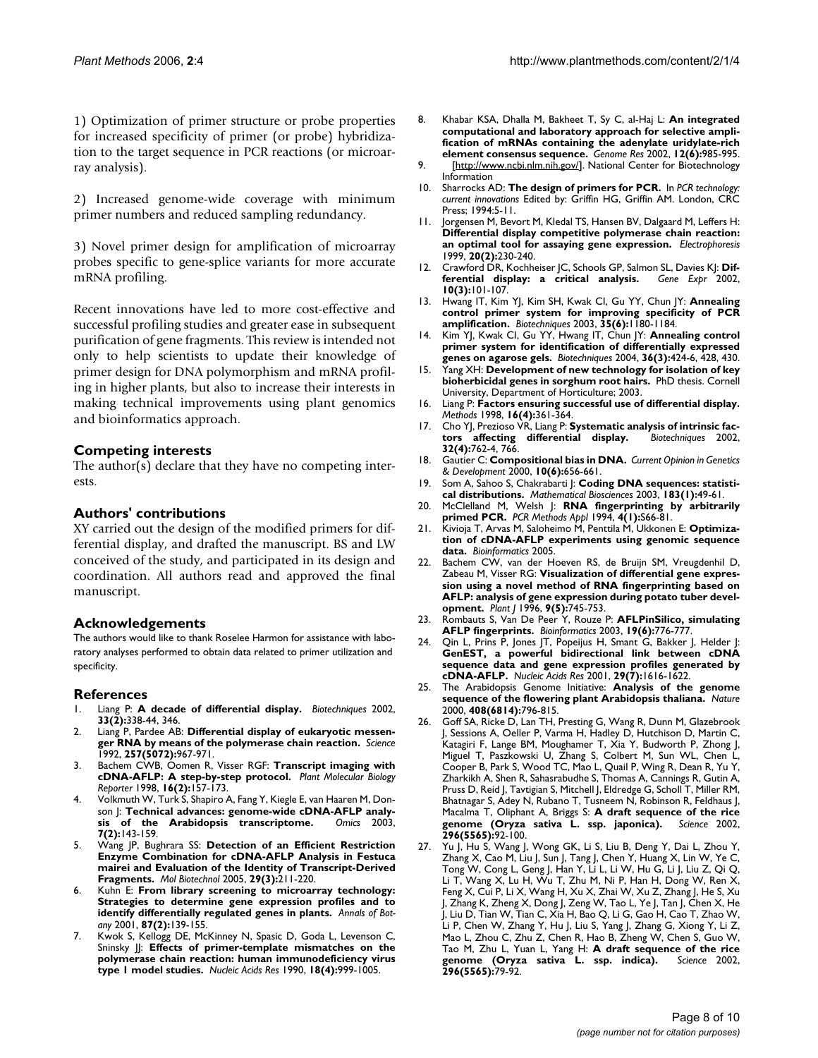1) Optimization of primer structure or probe properties for increased specificity of primer (or probe) hybridization to the target sequence in PCR reactions (or microarray analysis).

2) Increased genome-wide coverage with minimum primer numbers and reduced sampling redundancy.

3) Novel primer design for amplification of microarray probes specific to gene-splice variants for more accurate mRNA profiling.

Recent innovations have led to more cost-effective and successful profiling studies and greater ease in subsequent purification of gene fragments. This review is intended not only to help scientists to update their knowledge of primer design for DNA polymorphism and mRNA profiling in higher plants, but also to increase their interests in making technical improvements using plant genomics and bioinformatics approach.

## Competing interests

The author(s) declare that they have no competing interests.

## Authors' contributions

XY carried out the design of the modified primers for differential display, and drafted the manuscript. BS and LW conceived of the study, and participated in its design and coordination. All authors read and approved the final manuscript.

## Acknowledgements

The authors would like to thank Roselee Harmon for assistance with laboratory analyses performed to obtain data related to primer utilization and specificity.

## References

1. Liang P: **A decade of differential display.** *Biotechniques* 2002, **33(2):**338-44, 346.
2. Liang P, Pardee AB: **Differential display of eukaryotic messenger RNA by means of the polymerase chain reaction.** *Science* 1992, **257(5072):**967-971.
3. Bachem CWB, Oomen R, Visser RGF: **Transcript imaging with cDNA-AFLP: A step-by-step protocol.** *Plant Molecular Biology Reporter* 1998, **16(2):**157-173.
4. Volkmuth W, Turk S, Shapiro A, Fang Y, Kiegle E, van Haaren M, Donson J: **Technical advances: genome-wide cDNA-AFLP analysis of the Arabidopsis transcriptome.** *Omics* 2003, **7(2):**143-159.
5. Wang JP, Bughrara SS: **Detection of an Efficient Restriction Enzyme Combination for cDNA-AFLP Analysis in Festuca mairei and Evaluation of the Identity of Transcript-Derived Fragments.** *Mol Biotechnol* 2005, **29(3):**211-220.
6. Kuhn E: **From library screening to microarray technology: Strategies to determine gene expression profiles and to identify differentially regulated genes in plants.** *Annals of Botany* 2001, **87(2):**139-155.
7. Kwok S, Kellogg DE, McKinney N, Spasic D, Goda L, Levenson C, Sninsky JJ: **Effects of primer-template mismatches on the polymerase chain reaction: human immunodeficiency virus type 1 model studies.** *Nucleic Acids Res* 1990, **18(4):**999-1005.
8. Khabar KSA, Dhalla M, Bakheet T, Sy C, al-Haj L: **An integrated computational and laboratory approach for selective amplification of mRNAs containing the adenylate uridylate-rich element consensus sequence.** *Genome Res* 2002, **12(6):**985-995.
9. [http://www.ncbi.nlm.nih.gov/]. National Center for Biotechnology Information
10. Sharrocks AD: **The design of primers for PCR.** In *PCR technology: current innovations* Edited by: Griffin HG, Griffin AM. London, CRC Press; 1994:5-11.
11. Jorgensen M, Bevort M, Kledal TS, Hansen BV, Dalgaard M, Leffers H: **Differential display competitive polymerase chain reaction: an optimal tool for assaying gene expression.** *Electrophoresis* 1999, **20(2):**230-240.
12. Crawford DR, Kochheiser JC, Schools GP, Salmon SL, Davies KJ: **Differential display: a critical analysis.** *Gene Expr* 2002, **10(3):**101-107.
13. Hwang IT, Kim YJ, Kim SH, Kwak CI, Gu YY, Chun JY: **Annealing control primer system for improving specificity of PCR amplification.** *Biotechniques* 2003, **35(6):**1180-1184.
14. Kim YJ, Kwak CI, Gu YY, Hwang IT, Chun JY: **Annealing control primer system for identification of differentially expressed genes on agarose gels.** *Biotechniques* 2004, **36(3):**424-6, 428, 430.
15. Yang XH: **Development of new technology for isolation of key bioherbicidal genes in sorghum root hairs.** PhD thesis. Cornell University, Department of Horticulture; 2003.
16. Liang P: **Factors ensuring successful use of differential display.** *Methods* 1998, **16(4):**361-364.
17. Cho YJ, Prezioso VR, Liang P: **Systematic analysis of intrinsic factors affecting differential display.** *Biotechniques* 2002, **32(4):**762-4, 766.
18. Gautier C: **Compositional bias in DNA.** *Current Opinion in Genetics & Development* 2000, **10(6):**656-661.
19. Som A, Sahoo S, Chakrabarti J: **Coding DNA sequences: statistical distributions.** *Mathematical Biosciences* 2003, **183(1):**49-61.
20. McClelland M, Welsh J: **RNA fingerprinting by arbitrarily primed PCR.** *PCR Methods Appl* 1994, **4(1):**S66-81.
21. Kivioja T, Arvas M, Saloheimo M, Penttila M, Ukkonen E: **Optimization of cDNA-AFLP experiments using genomic sequence data.** *Bioinformatics* 2005.
22. Bachem CW, van der Hoeven RS, de Bruijn SM, Vreugdenhil D, Zabeau M, Visser RG: **Visualization of differential gene expression using a novel method of RNA fingerprinting based on AFLP: analysis of gene expression during potato tuber development.** *Plant J* 1996, **9(5):**745-753.
23. Rombauts S, Van De Peer Y, Rouze P: **AFLPinSilico, simulating AFLP fingerprints.** *Bioinformatics* 2003, **19(6):**776-777.
24. Qin L, Prins P, Jones JT, Popeijus H, Smant G, Bakker J, Helder J: **GenEST, a powerful bidirectional link between cDNA sequence data and gene expression profiles generated by cDNA-AFLP.** *Nucleic Acids Res* 2001, **29(7):**1616-1622.
25. The Arabidopsis Genome Initiative: **Analysis of the genome sequence of the flowering plant Arabidopsis thaliana.** *Nature* 2000, **408(6814):**796-815.
26. Goff SA, Ricke D, Lan TH, Presting G, Wang R, Dunn M, Glazebrook J, Sessions A, Oeller P, Varma H, Hadley D, Hutchison D, Martin C, Katagiri F, Lange BM, Moughamer T, Xia Y, Budworth P, Zhong J, Miguel T, Paszkowski U, Zhang S, Colbert M, Sun WL, Chen L, Cooper B, Park S, Wood TC, Mao L, Quail P, Wing R, Dean R, Yu Y, Zharkikh A, Shen R, Sahasrabudhe S, Thomas A, Cannings R, Gutin A, Pruss D, Reid J, Tavtigian S, Mitchell J, Eldredge G, Scholl T, Miller RM, Bhatnagar S, Adey N, Rubano T, Tusneem N, Robinson R, Feldhaus J, Macalma T, Oliphant A, Briggs S: **A draft sequence of the rice genome (Oryza sativa L. ssp. japonica).** *Science* 2002, **296(5565):**92-100.
27. Yu J, Hu S, Wang J, Wong GK, Li S, Liu B, Deng Y, Dai L, Zhou Y, Zhang X, Cao M, Liu J, Sun J, Tang J, Chen Y, Huang X, Lin W, Ye C, Tong W, Cong L, Geng J, Han Y, Li L, Li W, Hu G, Li J, Liu Z, Qi Q, Li T, Wang X, Lu H, Wu T, Zhu M, Ni P, Han H, Dong W, Ren X, Feng X, Cui P, Li X, Wang H, Xu X, Zhai W, Xu Z, Zhang J, He S, Xu J, Zhang K, Zheng X, Dong J, Zeng W, Tao L, Ye J, Tan J, Chen X, He J, Liu D, Tian W, Tian C, Xia H, Bao Q, Li G, Gao H, Cao T, Zhao W, Li P, Chen W, Zhang Y, Hu J, Liu S, Yang J, Zhang G, Xiong Y, Li Z, Mao L, Zhou C, Zhu Z, Chen R, Hao B, Zheng W, Chen S, Guo W, Tao M, Zhu L, Yuan L, Yang H: **A draft sequence of the rice genome (Oryza sativa L. ssp. indica).** *Science* 2002, **296(5565):**79-92.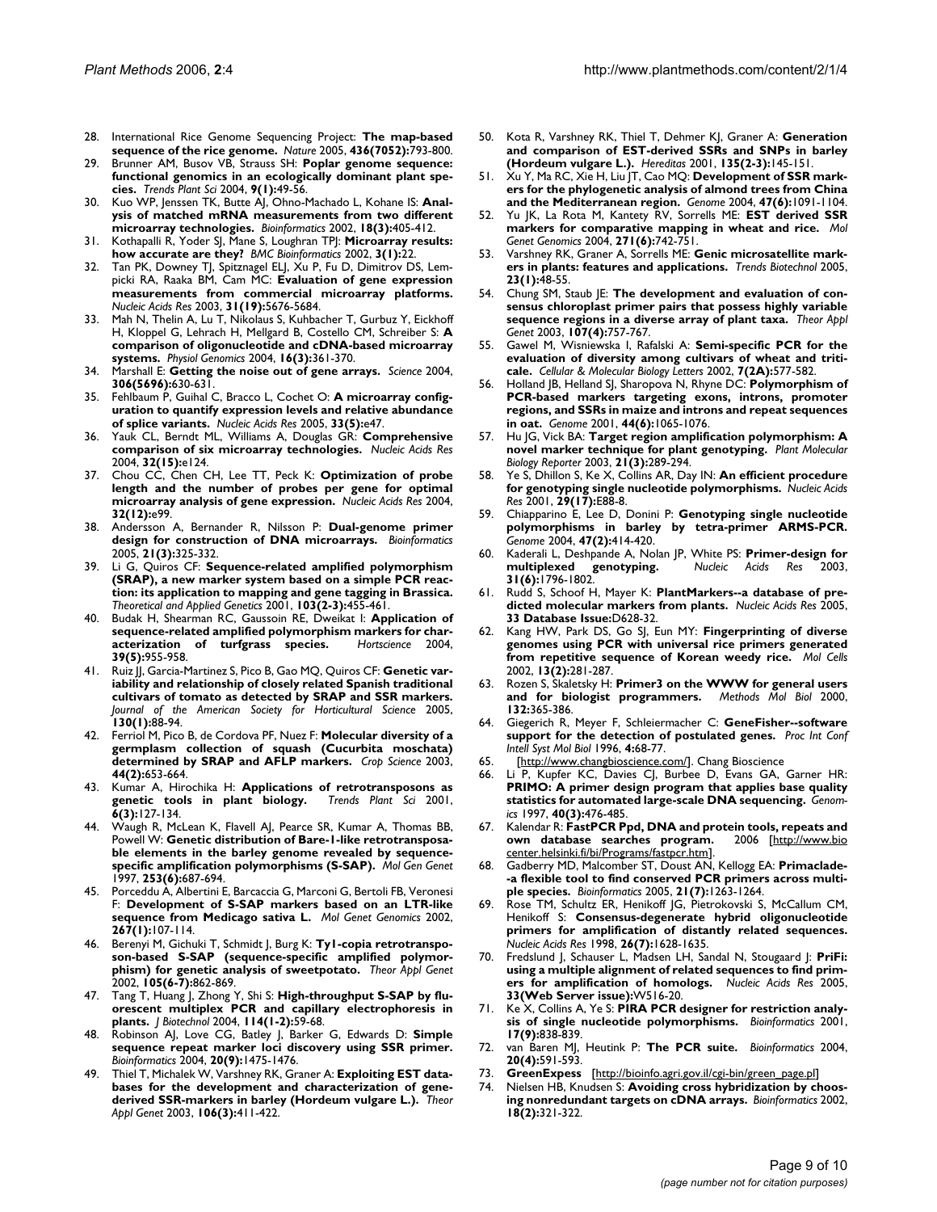28. International Rice Genome Sequencing Project: **The map-based sequence of the rice genome.** *Nature* 2005, **436(7052)**:793-800.
29. Brunner AM, Busov VB, Strauss SH: **Poplar genome sequence: functional genomics in an ecologically dominant plant species.** *Trends Plant Sci* 2004, **9(1)**:49-56.
30. Kuo WP, Jenssen TK, Butte AJ, Ohno-Machado L, Kohane IS: **Analysis of matched mRNA measurements from two different microarray technologies.** *Bioinformatics* 2002, **18(3)**:405-412.
31. Kothapalli R, Yoder SJ, Mane S, Loughran TPJ: **Microarray results: how accurate are they?** *BMC Bioinformatics* 2002, **3(1)**:22.
32. Tan PK, Downey TJ, Spitznagel ELJ, Xu P, Fu D, Dimitrov DS, Lempicki RA, Raaka BM, Cam MC: **Evaluation of gene expression measurements from commercial microarray platforms.** *Nucleic Acids Res* 2003, **31(19)**:5676-5684.
33. Mah N, Thelin A, Lu T, Nikolaus S, Kuhbacher T, Gurbuz Y, Eickhoff H, Kloppel G, Lehrach H, Mellgard B, Costello CM, Schreiber S: **A comparison of oligonucleotide and cDNA-based microarray systems.** *Physiol Genomics* 2004, **16(3)**:361-370.
34. Marshall E: **Getting the noise out of gene arrays.** *Science* 2004, **306(5696)**:630-631.
35. Fehlbaum P, Guihal C, Bracco L, Cochet O: **A microarray configuration to quantify expression levels and relative abundance of splice variants.** *Nucleic Acids Res* 2005, **33(5)**:e47.
36. Yauk CL, Berndt ML, Williams A, Douglas GR: **Comprehensive comparison of six microarray technologies.** *Nucleic Acids Res* 2004, **32(15)**:e124.
37. Chou CC, Chen CH, Lee TT, Peck K: **Optimization of probe length and the number of probes per gene for optimal microarray analysis of gene expression.** *Nucleic Acids Res* 2004, **32(12)**:e99.
38. Andersson A, Bernander R, Nilsson P: **Dual-genome primer design for construction of DNA microarrays.** *Bioinformatics* 2005, **21(3)**:325-332.
39. Li G, Quiros CF: **Sequence-related amplified polymorphism (SRAP), a new marker system based on a simple PCR reaction: its application to mapping and gene tagging in Brassica.** *Theoretical and Applied Genetics* 2001, **103(2-3)**:455-461.
40. Budak H, Shearman RC, Gaussoin RE, Dweikat I: **Application of sequence-related amplified polymorphism markers for characterization of turfgrass species.** *Hortscience* 2004, **39(5)**:955-958.
41. Ruiz JJ, Garcia-Martinez S, Pico B, Gao MQ, Quiros CF: **Genetic variability and relationship of closely related Spanish traditional cultivars of tomato as detected by SRAP and SSR markers.** *Journal of the American Society for Horticultural Science* 2005, **130(1)**:88-94.
42. Ferriol M, Pico B, de Cordova PF, Nuez F: **Molecular diversity of a germplasm collection of squash (Cucurbita moschata) determined by SRAP and AFLP markers.** *Crop Science* 2003, **44(2)**:653-664.
43. Kumar A, Hirochika H: **Applications of retrotransposons as genetic tools in plant biology.** *Trends Plant Sci* 2001, **6(3)**:127-134.
44. Waugh R, McLean K, Flavell AJ, Pearce SR, Kumar A, Thomas BB, Powell W: **Genetic distribution of Bare-1-like retrotransposable elements in the barley genome revealed by sequence-specific amplification polymorphisms (S-SAP).** *Mol Gen Genet* 1997, **253(6)**:687-694.
45. Porceddu A, Albertini E, Barcaccia G, Marconi G, Bertoli FB, Veronesi F: **Development of S-SAP markers based on an LTR-like sequence from Medicago sativa L.** *Mol Genet Genomics* 2002, **267(1)**:107-114.
46. Berenyi M, Gichuki T, Schmidt J, Burg K: **Ty1-copia retrotransposon-based S-SAP (sequence-specific amplified polymorphism) for genetic analysis of sweetpotato.** *Theor Appl Genet* 2002, **105(6-7)**:862-869.
47. Tang T, Huang J, Zhong Y, Shi S: **High-throughput S-SAP by fluorescent multiplex PCR and capillary electrophoresis in plants.** *J Biotechnol* 2004, **114(1-2)**:59-68.
48. Robinson AJ, Love CG, Batley J, Barker G, Edwards D: **Simple sequence repeat marker loci discovery using SSR primer.** *Bioinformatics* 2004, **20(9)**:1475-1476.
49. Thiel T, Michalek W, Varshney RK, Graner A: **Exploiting EST databases for the development and characterization of gene-derived SSR-markers in barley (Hordeum vulgare L.).** *Theor Appl Genet* 2003, **106(3)**:411-422.
50. Kota R, Varshney RK, Thiel T, Dehmer KJ, Graner A: **Generation and comparison of EST-derived SSRs and SNPs in barley (Hordeum vulgare L.).** *Hereditas* 2001, **135(2-3)**:145-151.
51. Xu Y, Ma RC, Xie H, Liu JT, Cao MQ: **Development of SSR markers for the phylogenetic analysis of almond trees from China and the Mediterranean region.** *Genome* 2004, **47(6)**:1091-1104.
52. Yu JK, La Rota M, Kantety RV, Sorrells ME: **EST derived SSR markers for comparative mapping in wheat and rice.** *Mol Genet Genomics* 2004, **271(6)**:742-751.
53. Varshney RK, Graner A, Sorrells ME: **Genic microsatellite markers in plants: features and applications.** *Trends Biotechnol* 2005, **23(1)**:48-55.
54. Chung SM, Staub JE: **The development and evaluation of consensus chloroplast primer pairs that possess highly variable sequence regions in a diverse array of plant taxa.** *Theor Appl Genet* 2003, **107(4)**:757-767.
55. Gawel M, Wisniewska I, Rafalski A: **Semi-specific PCR for the evaluation of diversity among cultivars of wheat and triticale.** *Cellular & Molecular Biology Letters* 2002, **7(2A)**:577-582.
56. Holland JB, Helland SJ, Sharopova N, Rhyne DC: **Polymorphism of PCR-based markers targeting exons, introns, promoter regions, and SSRs in maize and introns and repeat sequences in oat.** *Genome* 2001, **44(6)**:1065-1076.
57. Hu JG, Vick BA: **Target region amplification polymorphism: A novel marker technique for plant genotyping.** *Plant Molecular Biology Reporter* 2003, **21(3)**:289-294.
58. Ye S, Dhillon S, Ke X, Collins AR, Day IN: **An efficient procedure for genotyping single nucleotide polymorphisms.** *Nucleic Acids Res* 2001, **29(17)**:E88-8.
59. Chiapparino E, Lee D, Donini P: **Genotyping single nucleotide polymorphisms in barley by tetra-primer ARMS-PCR.** *Genome* 2004, **47(2)**:414-420.
60. Kaderali L, Deshpande A, Nolan JP, White PS: **Primer-design for multiplexed genotyping.** *Nucleic Acids Res* 2003, **31(6)**:1796-1802.
61. Rudd S, Schoof H, Mayer K: **PlantMarkers--a database of predicted molecular markers from plants.** *Nucleic Acids Res* 2005, **33 Database Issue**:D628-32.
62. Kang HW, Park DS, Go SJ, Eun MY: **Fingerprinting of diverse genomes using PCR with universal rice primers generated from repetitive sequence of Korean weedy rice.** *Mol Cells* 2002, **13(2)**:281-287.
63. Rozen S, Skaletsky H: **Primer3 on the WWW for general users and for biologist programmers.** *Methods Mol Biol* 2000, **132**:365-386.
64. Giegerich R, Meyer F, Schleiermacher C: **GeneFisher--software support for the detection of postulated genes.** *Proc Int Conf Intell Syst Mol Biol* 1996, **4**:68-77.
65. [http://www.changbioscience.com/]. Chang Bioscience
66. Li P, Kupfer KC, Davies CJ, Burbee D, Evans GA, Garner HR: **PRIMO: A primer design program that applies base quality statistics for automated large-scale DNA sequencing.** *Genomics* 1997, **40(3)**:476-485.
67. Kalendar R: **FastPCR Ppd, DNA and protein tools, repeats and own database searches program.** 2006 [http://www.biocenter.helsinki.fi/bi/Programs/fastpcr.htm].
68. Gadberry MD, Malcomber ST, Doust AN, Kellogg EA: **Primaclade--a flexible tool to find conserved PCR primers across multiple species.** *Bioinformatics* 2005, **21(7)**:1263-1264.
69. Rose TM, Schultz ER, Henikoff JG, Pietrokovski S, McCallum CM, Henikoff S: **Consensus-degenerate hybrid oligonucleotide primers for amplification of distantly related sequences.** *Nucleic Acids Res* 1998, **26(7)**:1628-1635.
70. Fredslund J, Schauser L, Madsen LH, Sandal N, Stougaard J: **PriFi: using a multiple alignment of related sequences to find primers for amplification of homologs.** *Nucleic Acids Res* 2005, **33(Web Server issue)**:W516-20.
71. Ke X, Collins A, Ye S: **PIRA PCR designer for restriction analysis of single nucleotide polymorphisms.** *Bioinformatics* 2001, **17(9)**:838-839.
72. van Baren MJ, Heutink P: **The PCR suite.** *Bioinformatics* 2004, **20(4)**:591-593.
73. **GreenExpess** [http://bioinfo.agri.gov.il/cgi-bin/green_page.pl]
74. Nielsen HB, Knudsen S: **Avoiding cross hybridization by choosing nonredundant targets on cDNA arrays.** *Bioinformatics* 2002, **18(2)**:321-322.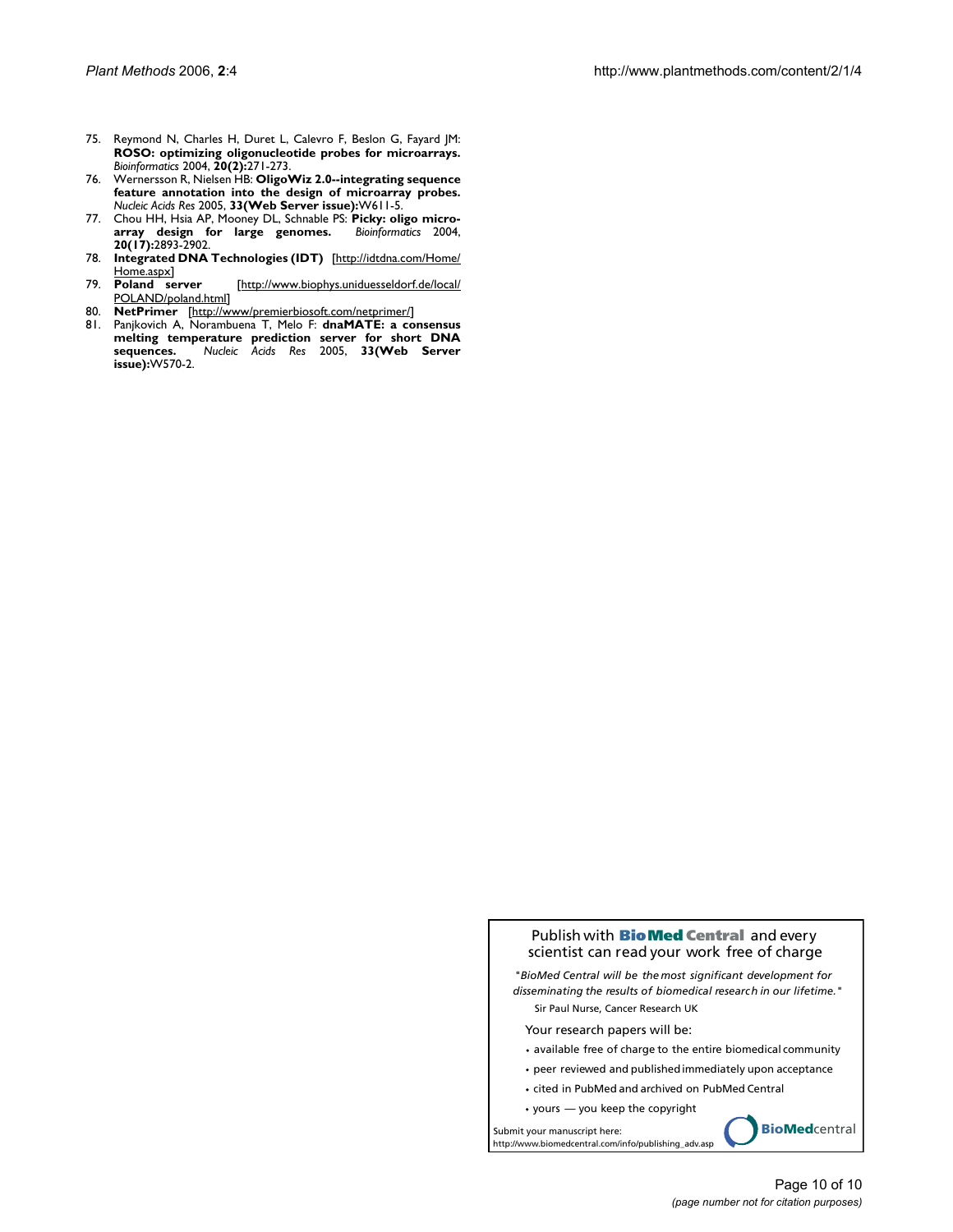75. Reymond N, Charles H, Duret L, Calevro F, Beslon G, Fayard JM: **ROSO: optimizing oligonucleotide probes for microarrays.** *Bioinformatics* 2004, **20(2):**271-273.
76. Wernersson R, Nielsen HB: **OligoWiz 2.0--integrating sequence feature annotation into the design of microarray probes.** *Nucleic Acids Res* 2005, **33(Web Server issue):**W611-5.
77. Chou HH, Hsia AP, Mooney DL, Schnable PS: **Picky: oligo microarray design for large genomes.** *Bioinformatics* 2004, **20(17):**2893-2902.
78. **Integrated DNA Technologies (IDT)** [http://idtdna.com/Home/Home.aspx]
79. **Poland server** [http://www.biophys.uniduesseldorf.de/local/POLAND/poland.html]
80. **NetPrimer** [http://www/premierbiosoft.com/netprimer/]
81. Panjkovich A, Norambuena T, Melo F: **dnaMATE: a consensus melting temperature prediction server for short DNA sequences.** *Nucleic Acids Res* 2005, **33(Web Server issue):**W570-2.

Publish with **BioMed Central** and every scientist can read your work free of charge

*"BioMed Central will be the most significant development for disseminating the results of biomedical research in our lifetime."*

Sir Paul Nurse, Cancer Research UK

Your research papers will be:

- available free of charge to the entire biomedical community
- peer reviewed and published immediately upon acceptance
- cited in PubMed and archived on PubMed Central
- yours — you keep the copyright

Submit your manuscript here:
http://www.biomedcentral.com/info/publishing_adv.asp

**BioMed**central